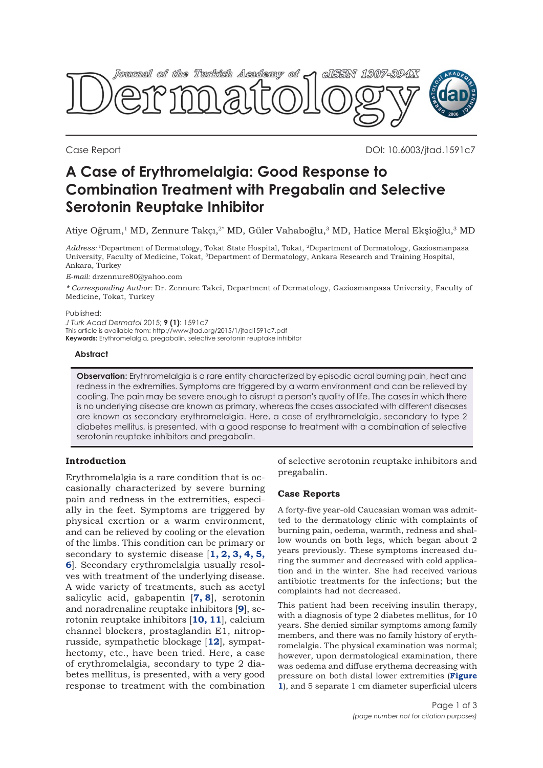Journal of the Turkish Academy of Dermatology eISSN 1307-394X

Case Report

DOI: 10.6003/jtad.1591c7

# A Case of Erythromelalgia: Good Response to Combination Treatment with Pregabalin and Selective Serotonin Reuptake Inhibitor

Atiye Oğrum,[1] MD, Zennure Takçı,[2*] MD, Güler Vahaboğlu,[3] MD, Hatice Meral Ekşioğlu,[3] MD

*Address:* [1]Department of Dermatology, Tokat State Hospital, Tokat, [2]Department of Dermatology, Gaziosmanpasa University, Faculty of Medicine, Tokat, [3]Department of Dermatology, Ankara Research and Training Hospital, Ankara, Turkey

*E-mail:* drzennure80@yahoo.com

*\* Corresponding Author:* Dr. Zennure Takci, Department of Dermatology, Gaziosmanpasa University, Faculty of Medicine, Tokat, Turkey

Published:
*J Turk Acad Dermatol* 2015; **9 (1)**: 1591c7
This article is available from: http://www.jtad.org/2015/1/jtad1591c7.pdf
**Keywords:** Erythromelalgia, pregabalin, selective serotonin reuptake inhibitor

### Abstract

**Observation:** Erythromelalgia is a rare entity characterized by episodic acral burning pain, heat and redness in the extremities. Symptoms are triggered by a warm environment and can be relieved by cooling. The pain may be severe enough to disrupt a person's quality of life. The cases in which there is no underlying disease are known as primary, whereas the cases associated with different diseases are known as secondary erythromelalgia. Here, a case of erythromelalgia, secondary to type 2 diabetes mellitus, is presented, with a good response to treatment with a combination of selective serotonin reuptake inhibitors and pregabalin.

## Introduction

Erythromelalgia is a rare condition that is occasionally characterized by severe burning pain and redness in the extremities, especially in the feet. Symptoms are triggered by physical exertion or a warm environment, and can be relieved by cooling or the elevation of the limbs. This condition can be primary or secondary to systemic disease [1, 2, 3, 4, 5, 6]. Secondary erythromelalgia usually resolves with treatment of the underlying disease. A wide variety of treatments, such as acetyl salicylic acid, gabapentin [7, 8], serotonin and noradrenaline reuptake inhibitors [9], serotonin reuptake inhibitors [10, 11], calcium channel blockers, prostaglandin E1, nitroprusside, sympathetic blockage [12], sympathectomy, etc., have been tried. Here, a case of erythromelalgia, secondary to type 2 diabetes mellitus, is presented, with a very good response to treatment with the combination of selective serotonin reuptake inhibitors and pregabalin.

## Case Reports

A forty-five year-old Caucasian woman was admitted to the dermatology clinic with complaints of burning pain, oedema, warmth, redness and shallow wounds on both legs, which began about 2 years previously. These symptoms increased during the summer and decreased with cold application and in the winter. She had received various antibiotic treatments for the infections; but the complaints had not decreased.

This patient had been receiving insulin therapy, with a diagnosis of type 2 diabetes mellitus, for 10 years. She denied similar symptoms among family members, and there was no family history of erythromelalgia. The physical examination was normal; however, upon dermatological examination, there was oedema and diffuse erythema decreasing with pressure on both distal lower extremities (**Figure 1**), and 5 separate 1 cm diameter superficial ulcers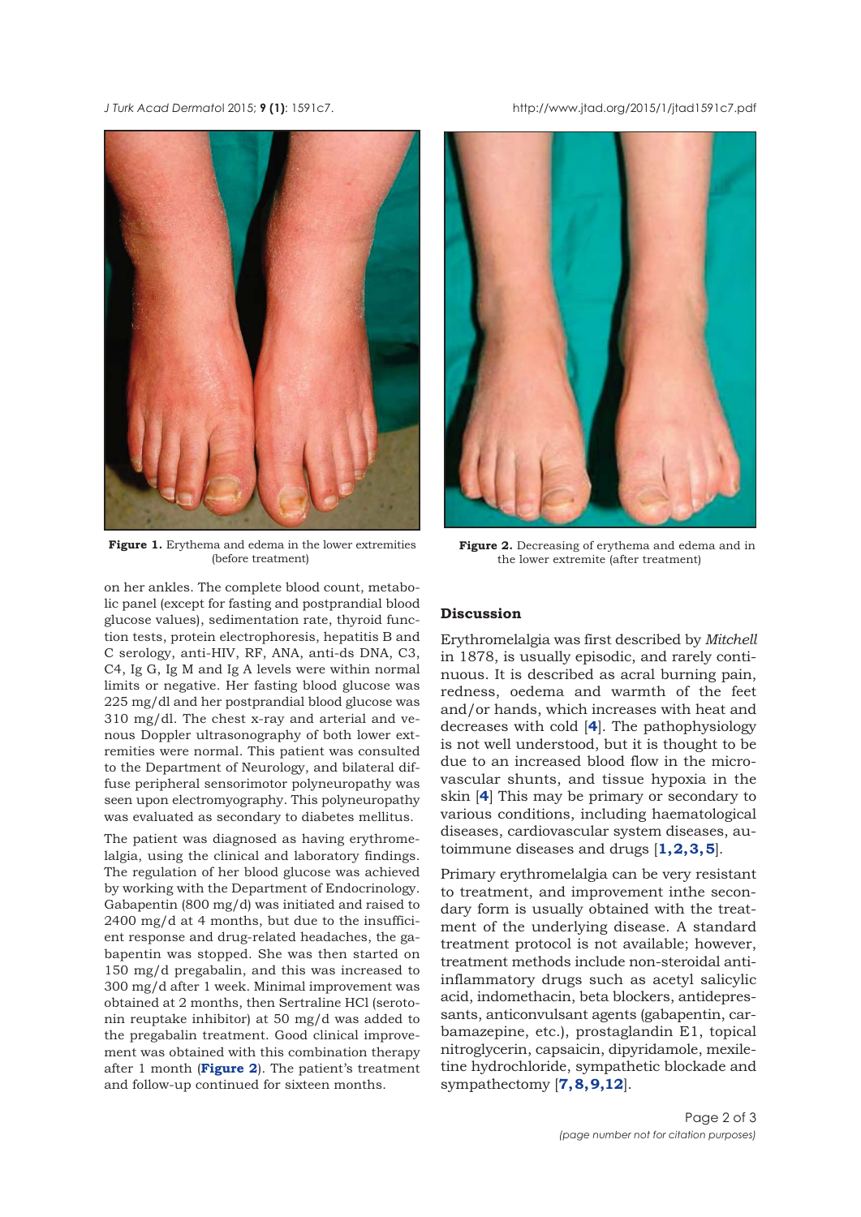Figure 1. Erythema and edema in the lower extremities (before treatment)

Figure 2. Decreasing of erythema and edema and in the lower extremite (after treatment)

on her ankles. The complete blood count, metabolic panel (except for fasting and postprandial blood glucose values), sedimentation rate, thyroid function tests, protein electrophoresis, hepatitis B and C serology, anti-HIV, RF, ANA, anti-ds DNA, C3, C4, Ig G, Ig M and Ig A levels were within normal limits or negative. Her fasting blood glucose was 225 mg/dl and her postprandial blood glucose was 310 mg/dl. The chest x-ray and arterial and venous Doppler ultrasonography of both lower extremities were normal. This patient was consulted to the Department of Neurology, and bilateral diffuse peripheral sensorimotor polyneuropathy was seen upon electromyography. This polyneuropathy was evaluated as secondary to diabetes mellitus.

The patient was diagnosed as having erythromelalgia, using the clinical and laboratory findings. The regulation of her blood glucose was achieved by working with the Department of Endocrinology. Gabapentin (800 mg/d) was initiated and raised to 2400 mg/d at 4 months, but due to the insufficient response and drug-related headaches, the gabapentin was stopped. She was then started on 150 mg/d pregabalin, and this was increased to 300 mg/d after 1 week. Minimal improvement was obtained at 2 months, then Sertraline HCl (serotonin reuptake inhibitor) at 50 mg/d was added to the pregabalin treatment. Good clinical improvement was obtained with this combination therapy after 1 month (**Figure 2**). The patient's treatment and follow-up continued for sixteen months.

## Discussion

Erythromelalgia was first described by *Mitchell* in 1878, is usually episodic, and rarely continuous. It is described as acral burning pain, redness, oedema and warmth of the feet and/or hands, which increases with heat and decreases with cold [**4**]. The pathophysiology is not well understood, but it is thought to be due to an increased blood flow in the microvascular shunts, and tissue hypoxia in the skin [**4**] This may be primary or secondary to various conditions, including haematological diseases, cardiovascular system diseases, autoimmune diseases and drugs [**1,2,3,5**].

Primary erythromelalgia can be very resistant to treatment, and improvement inthe secondary form is usually obtained with the treatment of the underlying disease. A standard treatment protocol is not available; however, treatment methods include non-steroidal anti-inflammatory drugs such as acetyl salicylic acid, indomethacin, beta blockers, antidepressants, anticonvulsant agents (gabapentin, carbamazepine, etc.), prostaglandin E1, topical nitroglycerin, capsaicin, dipyridamole, mexiletine hydrochloride, sympathetic blockade and sympathectomy [**7,8,9,12**].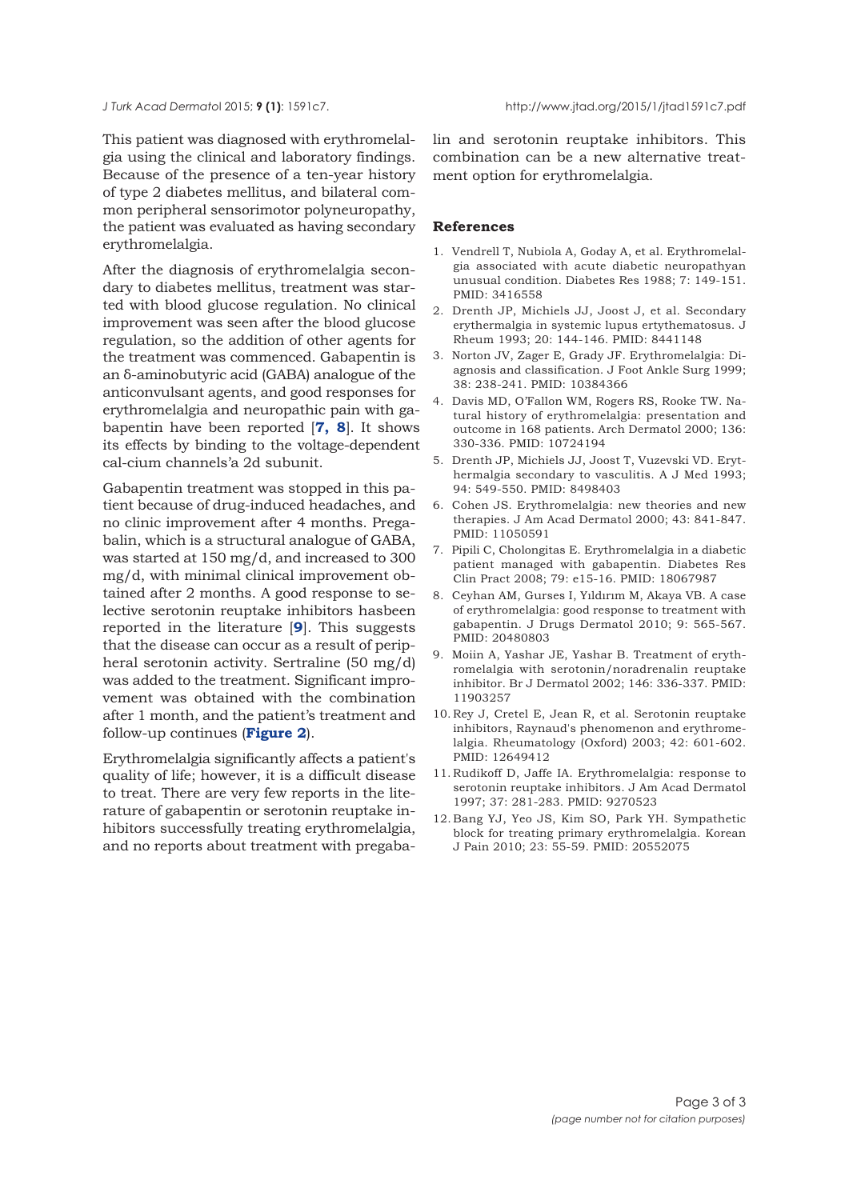This patient was diagnosed with erythromelalgia using the clinical and laboratory findings. Because of the presence of a ten-year history of type 2 diabetes mellitus, and bilateral common peripheral sensorimotor polyneuropathy, the patient was evaluated as having secondary erythromelalgia.

After the diagnosis of erythromelalgia secondary to diabetes mellitus, treatment was started with blood glucose regulation. No clinical improvement was seen after the blood glucose regulation, so the addition of other agents for the treatment was commenced. Gabapentin is an δ-aminobutyric acid (GABA) analogue of the anticonvulsant agents, and good responses for erythromelalgia and neuropathic pain with gabapentin have been reported [**7, 8**]. It shows its effects by binding to the voltage-dependent cal-cium channels'a 2d subunit.

Gabapentin treatment was stopped in this patient because of drug-induced headaches, and no clinic improvement after 4 months. Pregabalin, which is a structural analogue of GABA, was started at 150 mg/d, and increased to 300 mg/d, with minimal clinical improvement obtained after 2 months. A good response to selective serotonin reuptake inhibitors hasbeen reported in the literature [**9**]. This suggests that the disease can occur as a result of peripheral serotonin activity. Sertraline (50 mg/d) was added to the treatment. Significant improvement was obtained with the combination after 1 month, and the patient's treatment and follow-up continues (**Figure 2**).

Erythromelalgia significantly affects a patient's quality of life; however, it is a difficult disease to treat. There are very few reports in the literature of gabapentin or serotonin reuptake inhibitors successfully treating erythromelalgia, and no reports about treatment with pregabalin and serotonin reuptake inhibitors. This combination can be a new alternative treatment option for erythromelalgia.

## References

1. Vendrell T, Nubiola A, Goday A, et al. Erythromelalgia associated with acute diabetic neuropathyan unusual condition. Diabetes Res 1988; 7: 149-151. PMID: 3416558
2. Drenth JP, Michiels JJ, Joost J, et al. Secondary erythermalgia in systemic lupus ertythematosus. J Rheum 1993; 20: 144-146. PMID: 8441148
3. Norton JV, Zager E, Grady JF. Erythromelalgia: Diagnosis and classification. J Foot Ankle Surg 1999; 38: 238-241. PMID: 10384366
4. Davis MD, O'Fallon WM, Rogers RS, Rooke TW. Natural history of erythromelalgia: presentation and outcome in 168 patients. Arch Dermatol 2000; 136: 330-336. PMID: 10724194
5. Drenth JP, Michiels JJ, Joost T, Vuzevski VD. Erythermalgia secondary to vasculitis. A J Med 1993; 94: 549-550. PMID: 8498403
6. Cohen JS. Erythromelalgia: new theories and new therapies. J Am Acad Dermatol 2000; 43: 841-847. PMID: 11050591
7. Pipili C, Cholongitas E. Erythromelalgia in a diabetic patient managed with gabapentin. Diabetes Res Clin Pract 2008; 79: e15-16. PMID: 18067987
8. Ceyhan AM, Gurses I, Yıldırım M, Akaya VB. A case of erythromelalgia: good response to treatment with gabapentin. J Drugs Dermatol 2010; 9: 565-567. PMID: 20480803
9. Moiin A, Yashar JE, Yashar B. Treatment of erythromelalgia with serotonin/noradrenalin reuptake inhibitor. Br J Dermatol 2002; 146: 336-337. PMID: 11903257
10. Rey J, Cretel E, Jean R, et al. Serotonin reuptake inhibitors, Raynaud's phenomenon and erythromelalgia. Rheumatology (Oxford) 2003; 42: 601-602. PMID: 12649412
11. Rudikoff D, Jaffe IA. Erythromelalgia: response to serotonin reuptake inhibitors. J Am Acad Dermatol 1997; 37: 281-283. PMID: 9270523
12. Bang YJ, Yeo JS, Kim SO, Park YH. Sympathetic block for treating primary erythromelalgia. Korean J Pain 2010; 23: 55-59. PMID: 20552075